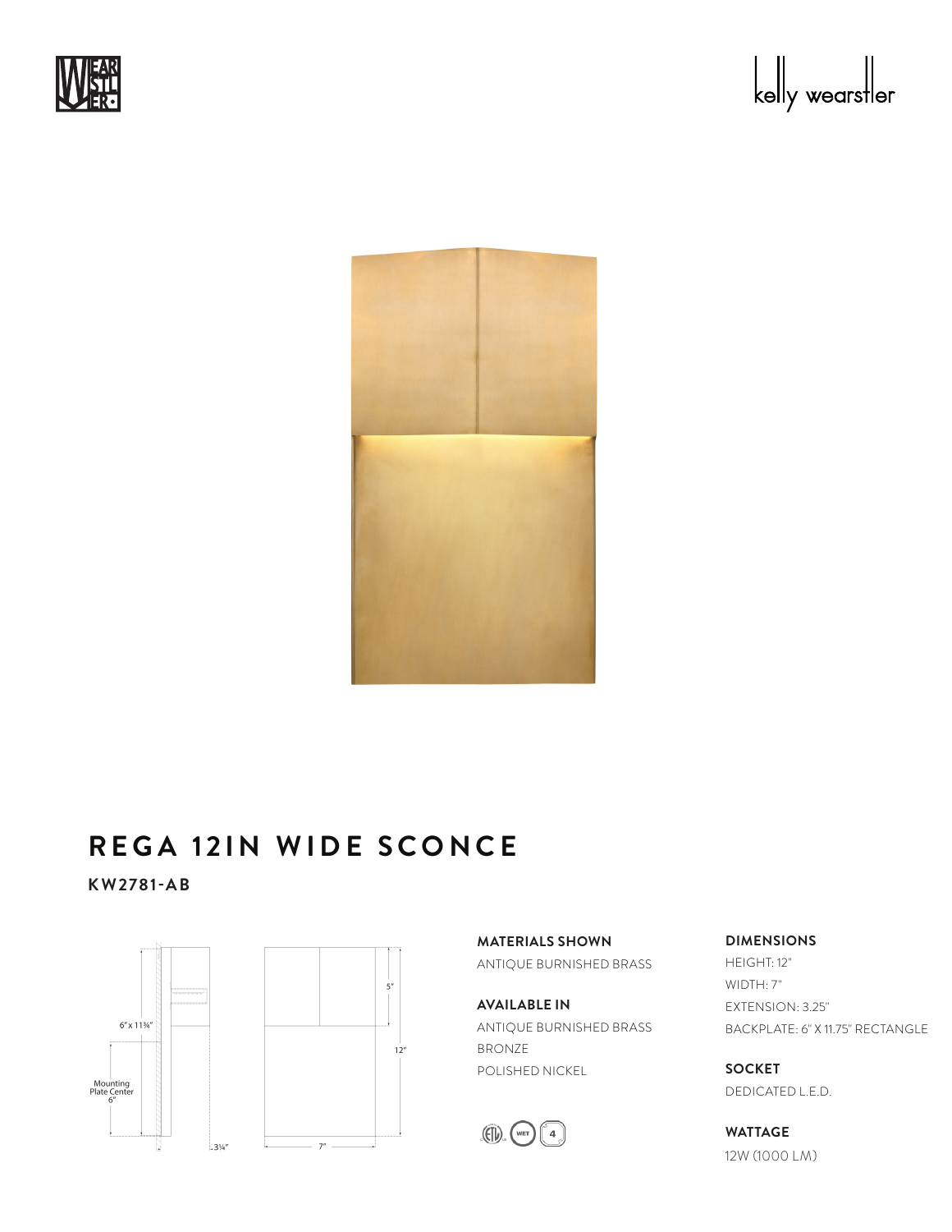# REGA 12IN WIDE SCONCE

**KW2781-AB**

**MATERIALS SHOWN**

ANTIQUE BURNISHED BRASS

**AVAILABLE IN**

ANTIQUE BURNISHED BRASS
BRONZE
POLISHED NICKEL

**DIMENSIONS**

HEIGHT: 12"
WIDTH: 7"
EXTENSION: 3.25"
BACKPLATE: 6" X 11.75" RECTANGLE

**SOCKET**

DEDICATED L.E.D.

**WATTAGE**

12W (1000 LM)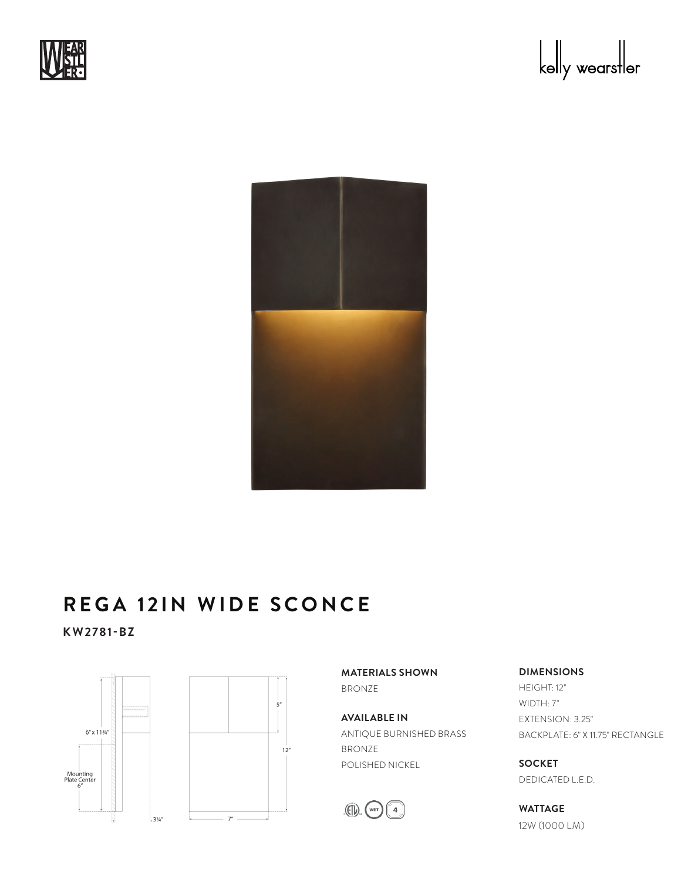# REGA 12IN WIDE SCONCE

**KW2781-BZ**

**MATERIALS SHOWN**

BRONZE

**AVAILABLE IN**

ANTIQUE BURNISHED BRASS
BRONZE
POLISHED NICKEL

**DIMENSIONS**

HEIGHT: 12"
WIDTH: 7"
EXTENSION: 3.25"
BACKPLATE: 6" X 11.75" RECTANGLE

**SOCKET**

DEDICATED L.E.D.

**WATTAGE**

12W (1000 LM)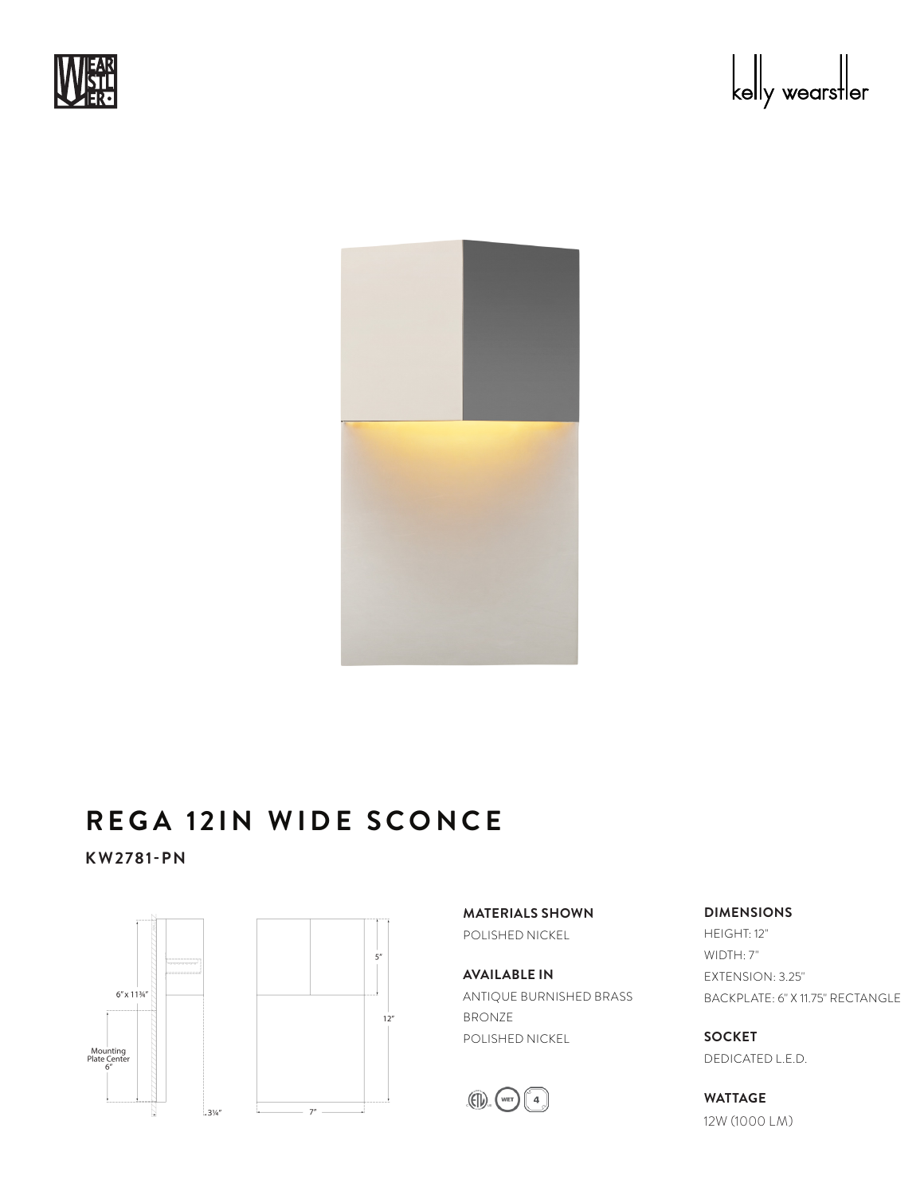# REGA 12IN WIDE SCONCE

**KW2781-PN**

6" x 11¾"

Mounting Plate Center 6"

3¼"

5"

12"

7"

**MATERIALS SHOWN**

POLISHED NICKEL

**AVAILABLE IN**

ANTIQUE BURNISHED BRASS
BRONZE
POLISHED NICKEL

**DIMENSIONS**

HEIGHT: 12"
WIDTH: 7"
EXTENSION: 3.25"
BACKPLATE: 6" X 11.75" RECTANGLE

**SOCKET**

DEDICATED L.E.D.

**WATTAGE**

12W (1000 LM)